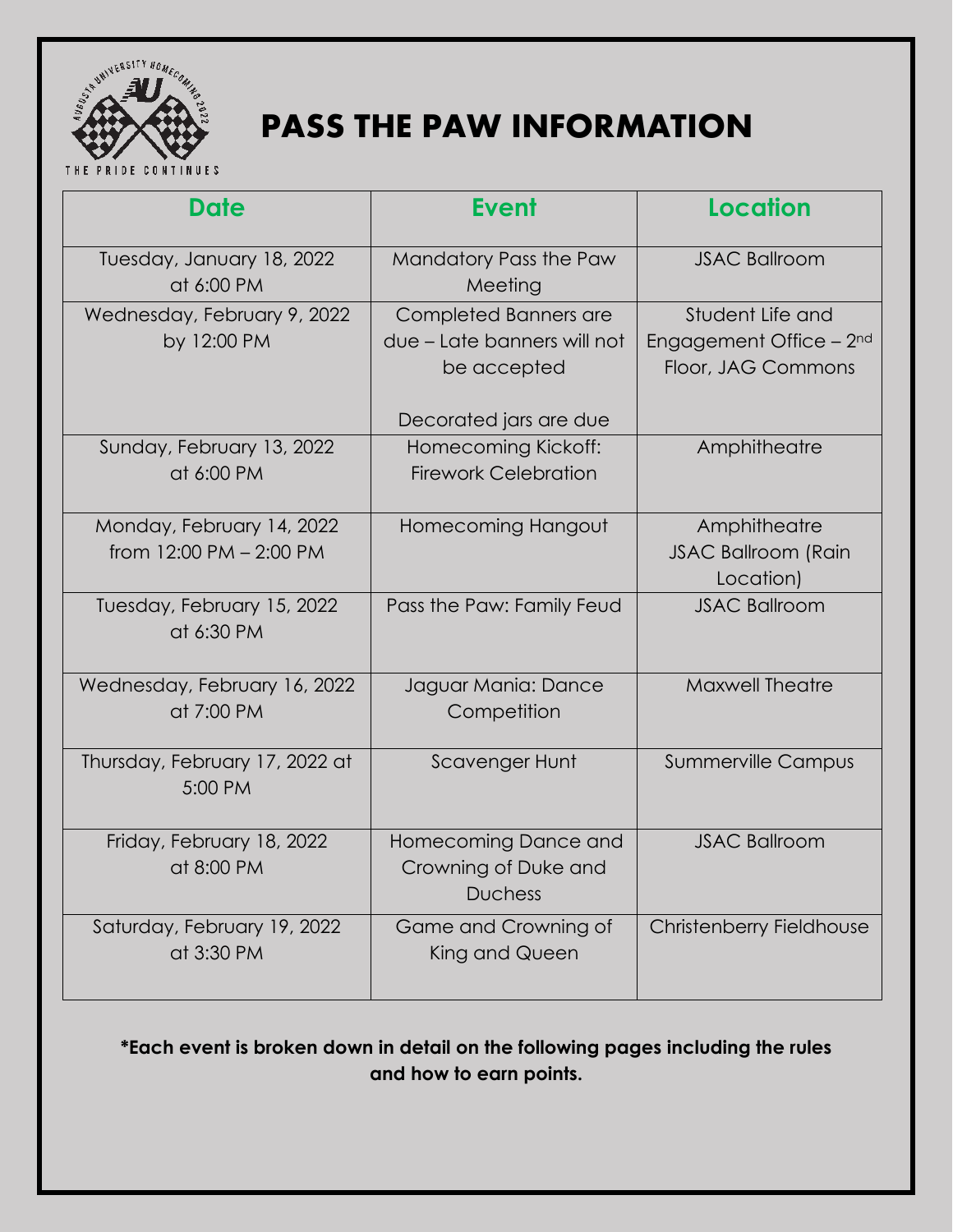# PASS THE PAW INFORMATION

| Date | Event | Location |
|---|---|---|
| Tuesday, January 18, 2022 at 6:00 PM | Mandatory Pass the Paw Meeting | JSAC Ballroom |
| Wednesday, February 9, 2022 by 12:00 PM | Completed Banners are due – Late banners will not be accepted<br><br>Decorated jars are due | Student Life and Engagement Office – 2nd Floor, JAG Commons |
| Sunday, February 13, 2022 at 6:00 PM | Homecoming Kickoff: Firework Celebration | Amphitheatre |
| Monday, February 14, 2022 from 12:00 PM – 2:00 PM | Homecoming Hangout | Amphitheatre<br>JSAC Ballroom (Rain Location) |
| Tuesday, February 15, 2022 at 6:30 PM | Pass the Paw: Family Feud | JSAC Ballroom |
| Wednesday, February 16, 2022 at 7:00 PM | Jaguar Mania: Dance Competition | Maxwell Theatre |
| Thursday, February 17, 2022 at 5:00 PM | Scavenger Hunt | Summerville Campus |
| Friday, February 18, 2022 at 8:00 PM | Homecoming Dance and Crowning of Duke and Duchess | JSAC Ballroom |
| Saturday, February 19, 2022 at 3:30 PM | Game and Crowning of King and Queen | Christenberry Fieldhouse |

**\*Each event is broken down in detail on the following pages including the rules and how to earn points.**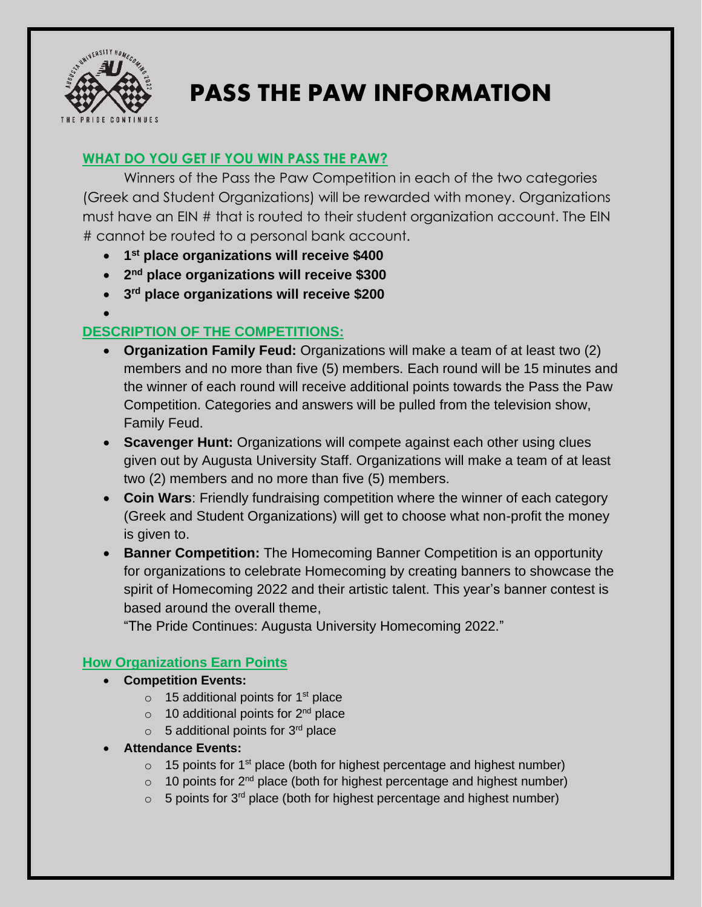# PASS THE PAW INFORMATION

## WHAT DO YOU GET IF YOU WIN PASS THE PAW?

Winners of the Pass the Paw Competition in each of the two categories (Greek and Student Organizations) will be rewarded with money. Organizations must have an EIN # that is routed to their student organization account. The EIN # cannot be routed to a personal bank account.

- **1st place organizations will receive $400**
- **2nd place organizations will receive $300**
- **3rd place organizations will receive $200**

## DESCRIPTION OF THE COMPETITIONS:

- **Organization Family Feud:** Organizations will make a team of at least two (2) members and no more than five (5) members. Each round will be 15 minutes and the winner of each round will receive additional points towards the Pass the Paw Competition. Categories and answers will be pulled from the television show, Family Feud.
- **Scavenger Hunt:** Organizations will compete against each other using clues given out by Augusta University Staff. Organizations will make a team of at least two (2) members and no more than five (5) members.
- **Coin Wars**: Friendly fundraising competition where the winner of each category (Greek and Student Organizations) will get to choose what non-profit the money is given to.
- **Banner Competition:** The Homecoming Banner Competition is an opportunity for organizations to celebrate Homecoming by creating banners to showcase the spirit of Homecoming 2022 and their artistic talent. This year's banner contest is based around the overall theme,
  "The Pride Continues: Augusta University Homecoming 2022."

## How Organizations Earn Points

- **Competition Events:**
  - 15 additional points for 1st place
  - 10 additional points for 2nd place
  - 5 additional points for 3rd place
- **Attendance Events:**
  - 15 points for 1st place (both for highest percentage and highest number)
  - 10 points for 2nd place (both for highest percentage and highest number)
  - 5 points for 3rd place (both for highest percentage and highest number)